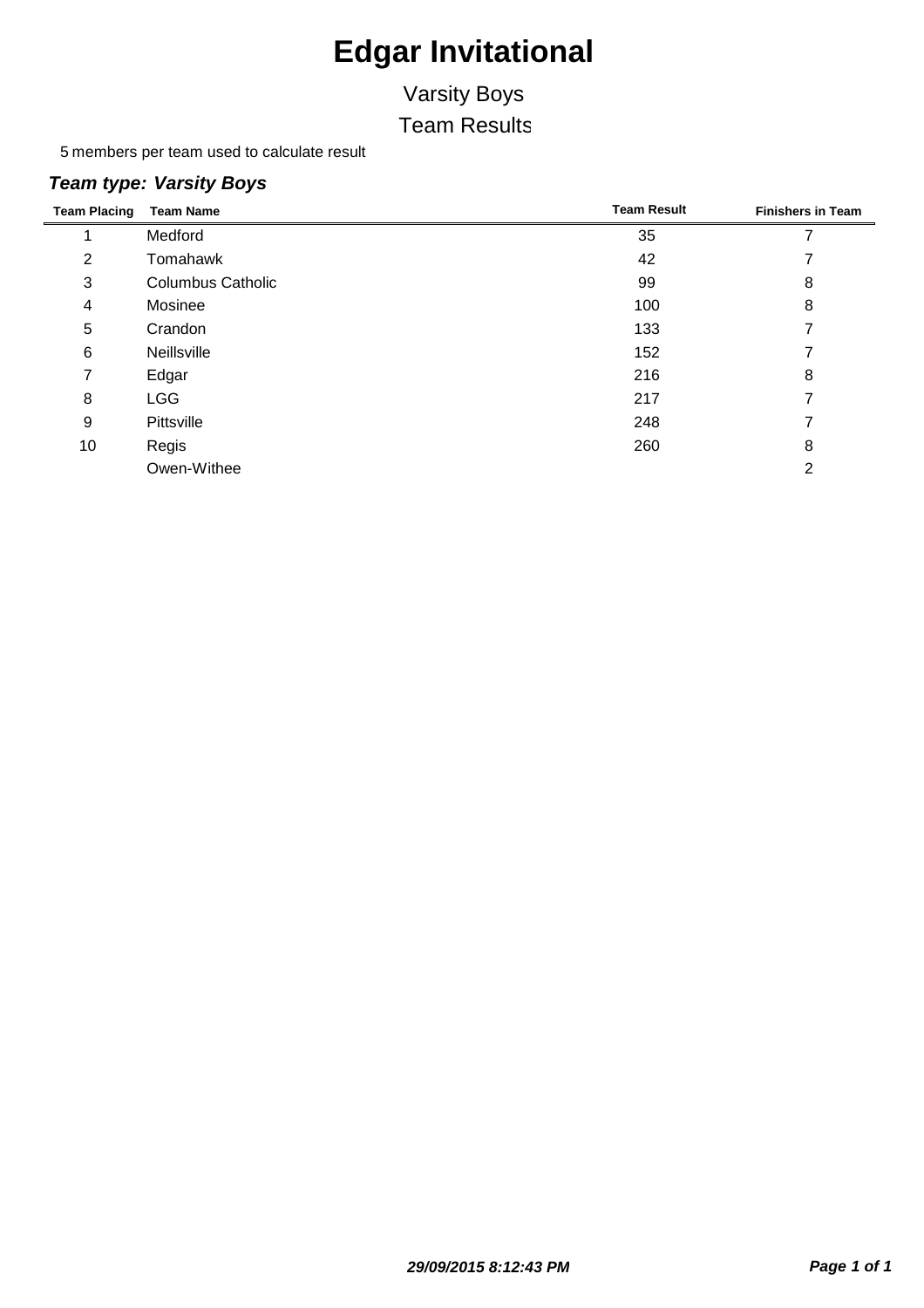# Edgar Invitational

## Varsity Boys

## Team Results

5 members per team used to calculate result

### *Team type: Varsity Boys*

| Team Placing | Team Name | Team Result | Finishers in Team |
|---|---|---|---|
| 1 | Medford | 35 | 7 |
| 2 | Tomahawk | 42 | 7 |
| 3 | Columbus Catholic | 99 | 8 |
| 4 | Mosinee | 100 | 8 |
| 5 | Crandon | 133 | 7 |
| 6 | Neillsville | 152 | 7 |
| 7 | Edgar | 216 | 8 |
| 8 | LGG | 217 | 7 |
| 9 | Pittsville | 248 | 7 |
| 10 | Regis | 260 | 8 |
| | Owen-Withee | | 2 |

***29/09/2015 8:12:43 PM***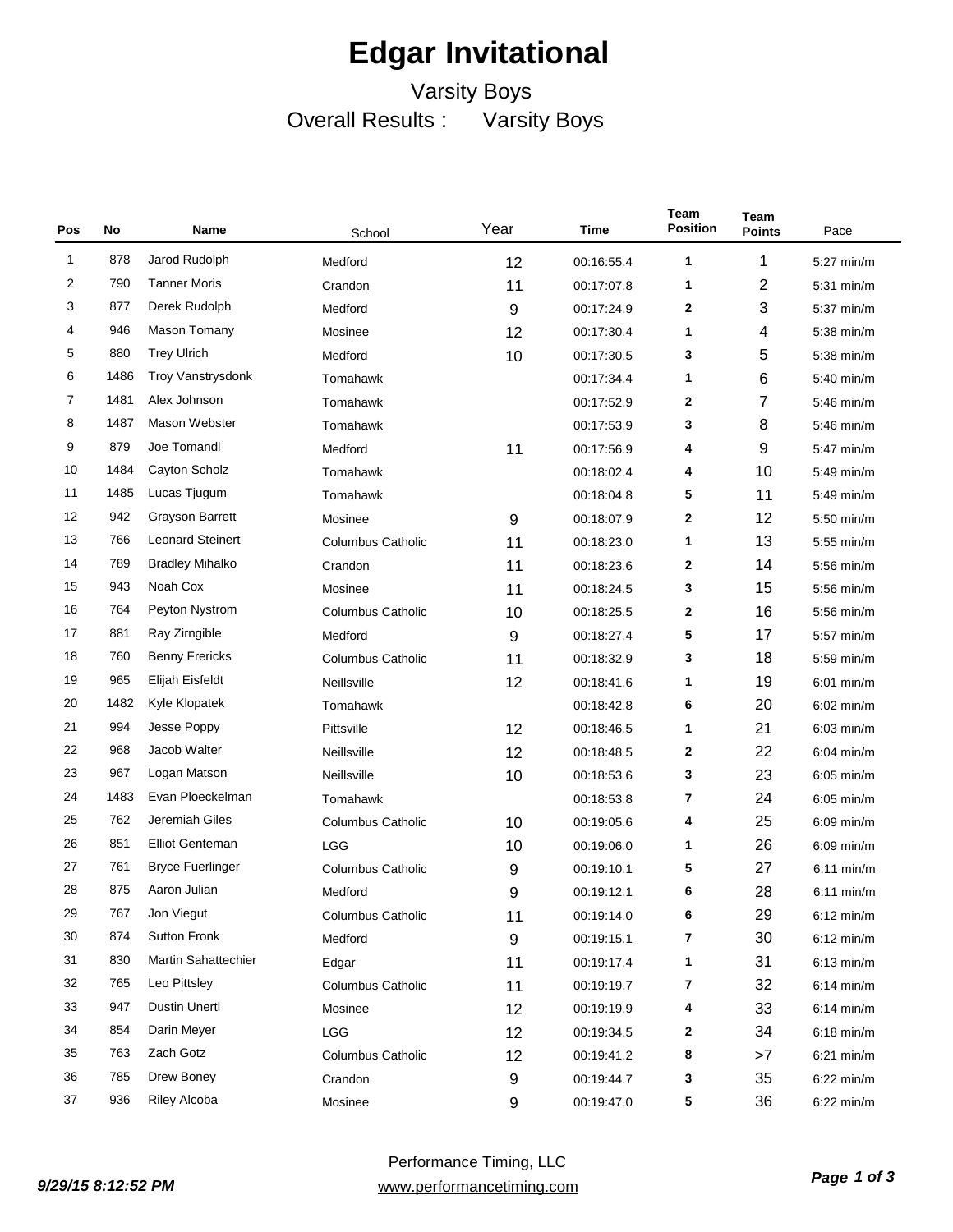# Edgar Invitational

Varsity Boys

Overall Results : Varsity Boys

| Pos | No | Name | School | Year | Time | Team Position | Team Points | Pace |
|---|---|---|---|---|---|---|---|---|
| 1 | 878 | Jarod Rudolph | Medford | 12 | 00:16:55.4 | 1 | 1 | 5:27 min/m |
| 2 | 790 | Tanner Moris | Crandon | 11 | 00:17:07.8 | 1 | 2 | 5:31 min/m |
| 3 | 877 | Derek Rudolph | Medford | 9 | 00:17:24.9 | 2 | 3 | 5:37 min/m |
| 4 | 946 | Mason Tomany | Mosinee | 12 | 00:17:30.4 | 1 | 4 | 5:38 min/m |
| 5 | 880 | Trey Ulrich | Medford | 10 | 00:17:30.5 | 3 | 5 | 5:38 min/m |
| 6 | 1486 | Troy Vanstrysdonk | Tomahawk | | 00:17:34.4 | 1 | 6 | 5:40 min/m |
| 7 | 1481 | Alex Johnson | Tomahawk | | 00:17:52.9 | 2 | 7 | 5:46 min/m |
| 8 | 1487 | Mason Webster | Tomahawk | | 00:17:53.9 | 3 | 8 | 5:46 min/m |
| 9 | 879 | Joe Tomandl | Medford | 11 | 00:17:56.9 | 4 | 9 | 5:47 min/m |
| 10 | 1484 | Cayton Scholz | Tomahawk | | 00:18:02.4 | 4 | 10 | 5:49 min/m |
| 11 | 1485 | Lucas Tjugum | Tomahawk | | 00:18:04.8 | 5 | 11 | 5:49 min/m |
| 12 | 942 | Grayson Barrett | Mosinee | 9 | 00:18:07.9 | 2 | 12 | 5:50 min/m |
| 13 | 766 | Leonard Steinert | Columbus Catholic | 11 | 00:18:23.0 | 1 | 13 | 5:55 min/m |
| 14 | 789 | Bradley Mihalko | Crandon | 11 | 00:18:23.6 | 2 | 14 | 5:56 min/m |
| 15 | 943 | Noah Cox | Mosinee | 11 | 00:18:24.5 | 3 | 15 | 5:56 min/m |
| 16 | 764 | Peyton Nystrom | Columbus Catholic | 10 | 00:18:25.5 | 2 | 16 | 5:56 min/m |
| 17 | 881 | Ray Zirngible | Medford | 9 | 00:18:27.4 | 5 | 17 | 5:57 min/m |
| 18 | 760 | Benny Frericks | Columbus Catholic | 11 | 00:18:32.9 | 3 | 18 | 5:59 min/m |
| 19 | 965 | Elijah Eisfeldt | Neillsville | 12 | 00:18:41.6 | 1 | 19 | 6:01 min/m |
| 20 | 1482 | Kyle Klopatek | Tomahawk | | 00:18:42.8 | 6 | 20 | 6:02 min/m |
| 21 | 994 | Jesse Poppy | Pittsville | 12 | 00:18:46.5 | 1 | 21 | 6:03 min/m |
| 22 | 968 | Jacob Walter | Neillsville | 12 | 00:18:48.5 | 2 | 22 | 6:04 min/m |
| 23 | 967 | Logan Matson | Neillsville | 10 | 00:18:53.6 | 3 | 23 | 6:05 min/m |
| 24 | 1483 | Evan Ploeckelman | Tomahawk | | 00:18:53.8 | 7 | 24 | 6:05 min/m |
| 25 | 762 | Jeremiah Giles | Columbus Catholic | 10 | 00:19:05.6 | 4 | 25 | 6:09 min/m |
| 26 | 851 | Elliot Genteman | LGG | 10 | 00:19:06.0 | 1 | 26 | 6:09 min/m |
| 27 | 761 | Bryce Fuerlinger | Columbus Catholic | 9 | 00:19:10.1 | 5 | 27 | 6:11 min/m |
| 28 | 875 | Aaron Julian | Medford | 9 | 00:19:12.1 | 6 | 28 | 6:11 min/m |
| 29 | 767 | Jon Viegut | Columbus Catholic | 11 | 00:19:14.0 | 6 | 29 | 6:12 min/m |
| 30 | 874 | Sutton Fronk | Medford | 9 | 00:19:15.1 | 7 | 30 | 6:12 min/m |
| 31 | 830 | Martin Sahattechier | Edgar | 11 | 00:19:17.4 | 1 | 31 | 6:13 min/m |
| 32 | 765 | Leo Pittsley | Columbus Catholic | 11 | 00:19:19.7 | 7 | 32 | 6:14 min/m |
| 33 | 947 | Dustin Unertl | Mosinee | 12 | 00:19:19.9 | 4 | 33 | 6:14 min/m |
| 34 | 854 | Darin Meyer | LGG | 12 | 00:19:34.5 | 2 | 34 | 6:18 min/m |
| 35 | 763 | Zach Gotz | Columbus Catholic | 12 | 00:19:41.2 | 8 | >7 | 6:21 min/m |
| 36 | 785 | Drew Boney | Crandon | 9 | 00:19:44.7 | 3 | 35 | 6:22 min/m |
| 37 | 936 | Riley Alcoba | Mosinee | 9 | 00:19:47.0 | 5 | 36 | 6:22 min/m |

*9/29/15 8:12:52 PM*

Performance Timing, LLC
www.performancetiming.com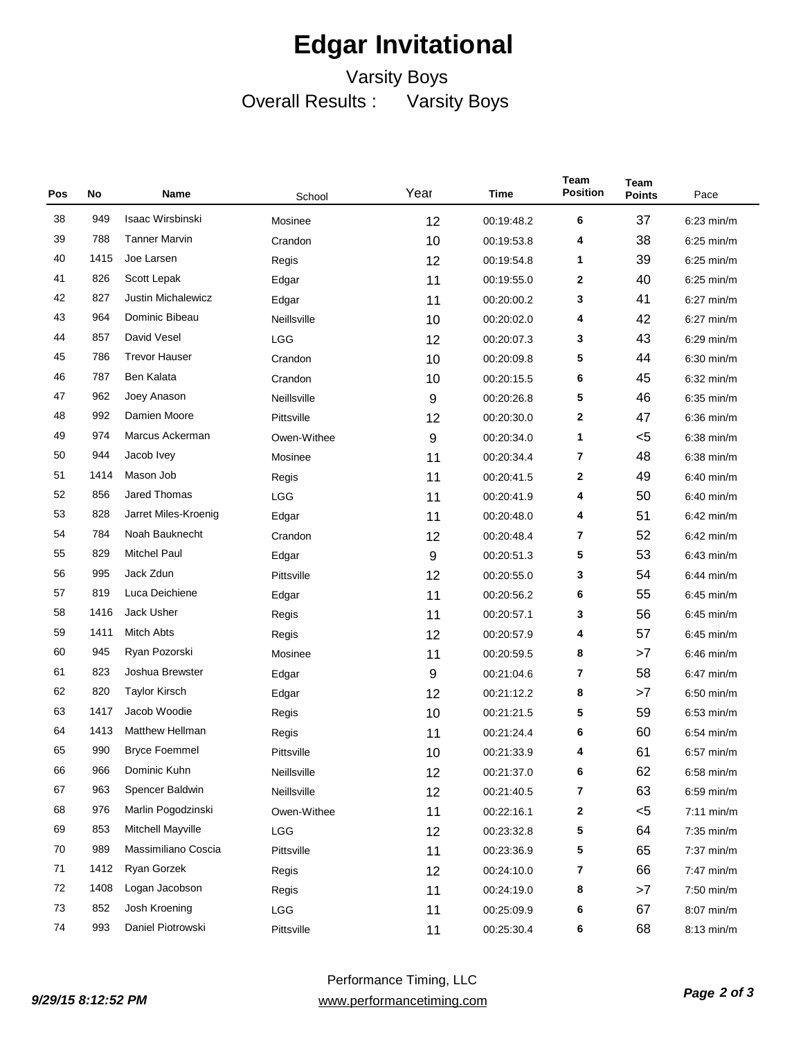# Edgar Invitational

## Varsity Boys

### Overall Results : Varsity Boys

| Pos | No | Name | School | Year | Time | Team Position | Team Points | Pace |
|---|---|---|---|---|---|---|---|---|
| 38 | 949 | Isaac Wirsbinski | Mosinee | 12 | 00:19:48.2 | 6 | 37 | 6:23 min/m |
| 39 | 788 | Tanner Marvin | Crandon | 10 | 00:19:53.8 | 4 | 38 | 6:25 min/m |
| 40 | 1415 | Joe Larsen | Regis | 12 | 00:19:54.8 | 1 | 39 | 6:25 min/m |
| 41 | 826 | Scott Lepak | Edgar | 11 | 00:19:55.0 | 2 | 40 | 6:25 min/m |
| 42 | 827 | Justin Michalewicz | Edgar | 11 | 00:20:00.2 | 3 | 41 | 6:27 min/m |
| 43 | 964 | Dominic Bibeau | Neillsville | 10 | 00:20:02.0 | 4 | 42 | 6:27 min/m |
| 44 | 857 | David Vesel | LGG | 12 | 00:20:07.3 | 3 | 43 | 6:29 min/m |
| 45 | 786 | Trevor Hauser | Crandon | 10 | 00:20:09.8 | 5 | 44 | 6:30 min/m |
| 46 | 787 | Ben Kalata | Crandon | 10 | 00:20:15.5 | 6 | 45 | 6:32 min/m |
| 47 | 962 | Joey Anason | Neillsville | 9 | 00:20:26.8 | 5 | 46 | 6:35 min/m |
| 48 | 992 | Damien Moore | Pittsville | 12 | 00:20:30.0 | 2 | 47 | 6:36 min/m |
| 49 | 974 | Marcus Ackerman | Owen-Withee | 9 | 00:20:34.0 | 1 | <5 | 6:38 min/m |
| 50 | 944 | Jacob Ivey | Mosinee | 11 | 00:20:34.4 | 7 | 48 | 6:38 min/m |
| 51 | 1414 | Mason Job | Regis | 11 | 00:20:41.5 | 2 | 49 | 6:40 min/m |
| 52 | 856 | Jared Thomas | LGG | 11 | 00:20:41.9 | 4 | 50 | 6:40 min/m |
| 53 | 828 | Jarret Miles-Kroenig | Edgar | 11 | 00:20:48.0 | 4 | 51 | 6:42 min/m |
| 54 | 784 | Noah Bauknecht | Crandon | 12 | 00:20:48.4 | 7 | 52 | 6:42 min/m |
| 55 | 829 | Mitchel Paul | Edgar | 9 | 00:20:51.3 | 5 | 53 | 6:43 min/m |
| 56 | 995 | Jack Zdun | Pittsville | 12 | 00:20:55.0 | 3 | 54 | 6:44 min/m |
| 57 | 819 | Luca Deichiene | Edgar | 11 | 00:20:56.2 | 6 | 55 | 6:45 min/m |
| 58 | 1416 | Jack Usher | Regis | 11 | 00:20:57.1 | 3 | 56 | 6:45 min/m |
| 59 | 1411 | Mitch Abts | Regis | 12 | 00:20:57.9 | 4 | 57 | 6:45 min/m |
| 60 | 945 | Ryan Pozorski | Mosinee | 11 | 00:20:59.5 | 8 | >7 | 6:46 min/m |
| 61 | 823 | Joshua Brewster | Edgar | 9 | 00:21:04.6 | 7 | 58 | 6:47 min/m |
| 62 | 820 | Taylor Kirsch | Edgar | 12 | 00:21:12.2 | 8 | >7 | 6:50 min/m |
| 63 | 1417 | Jacob Woodie | Regis | 10 | 00:21:21.5 | 5 | 59 | 6:53 min/m |
| 64 | 1413 | Matthew Hellman | Regis | 11 | 00:21:24.4 | 6 | 60 | 6:54 min/m |
| 65 | 990 | Bryce Foemmel | Pittsville | 10 | 00:21:33.9 | 4 | 61 | 6:57 min/m |
| 66 | 966 | Dominic Kuhn | Neillsville | 12 | 00:21:37.0 | 6 | 62 | 6:58 min/m |
| 67 | 963 | Spencer Baldwin | Neillsville | 12 | 00:21:40.5 | 7 | 63 | 6:59 min/m |
| 68 | 976 | Marlin Pogodzinski | Owen-Withee | 11 | 00:22:16.1 | 2 | <5 | 7:11 min/m |
| 69 | 853 | Mitchell Mayville | LGG | 12 | 00:23:32.8 | 5 | 64 | 7:35 min/m |
| 70 | 989 | Massimiliano Coscia | Pittsville | 11 | 00:23:36.9 | 5 | 65 | 7:37 min/m |
| 71 | 1412 | Ryan Gorzek | Regis | 12 | 00:24:10.0 | 7 | 66 | 7:47 min/m |
| 72 | 1408 | Logan Jacobson | Regis | 11 | 00:24:19.0 | 8 | >7 | 7:50 min/m |
| 73 | 852 | Josh Kroening | LGG | 11 | 00:25:09.9 | 6 | 67 | 8:07 min/m |
| 74 | 993 | Daniel Piotrowski | Pittsville | 11 | 00:25:30.4 | 6 | 68 | 8:13 min/m |

*9/29/15 8:12:52 PM*

Performance Timing, LLC
www.performancetiming.com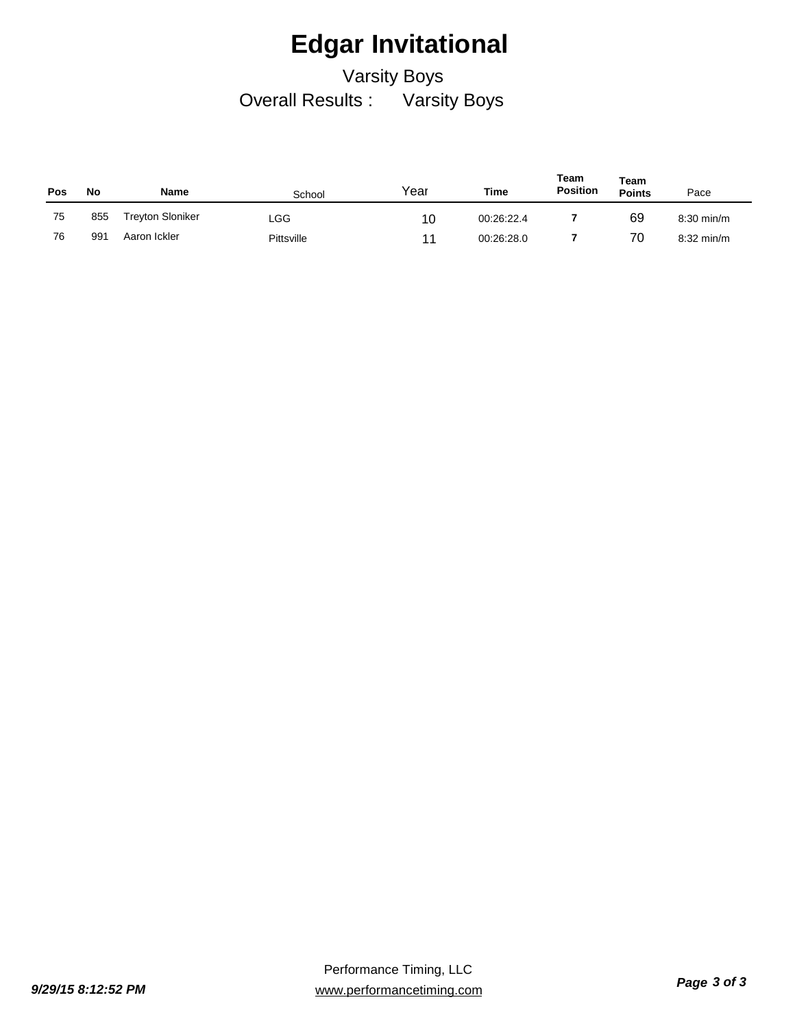# Edgar Invitational

Varsity Boys

Overall Results : Varsity Boys

| Pos | No | Name | School | Year | Time | Team Position | Team Points | Pace |
|---|---|---|---|---|---|---|---|---|
| 75 | 855 | Treyton Sloniker | LGG | 10 | 00:26:22.4 | 7 | 69 | 8:30 min/m |
| 76 | 991 | Aaron Ickler | Pittsville | 11 | 00:26:28.0 | 7 | 70 | 8:32 min/m |

*9/29/15 8:12:52 PM*

Performance Timing, LLC
www.performancetiming.com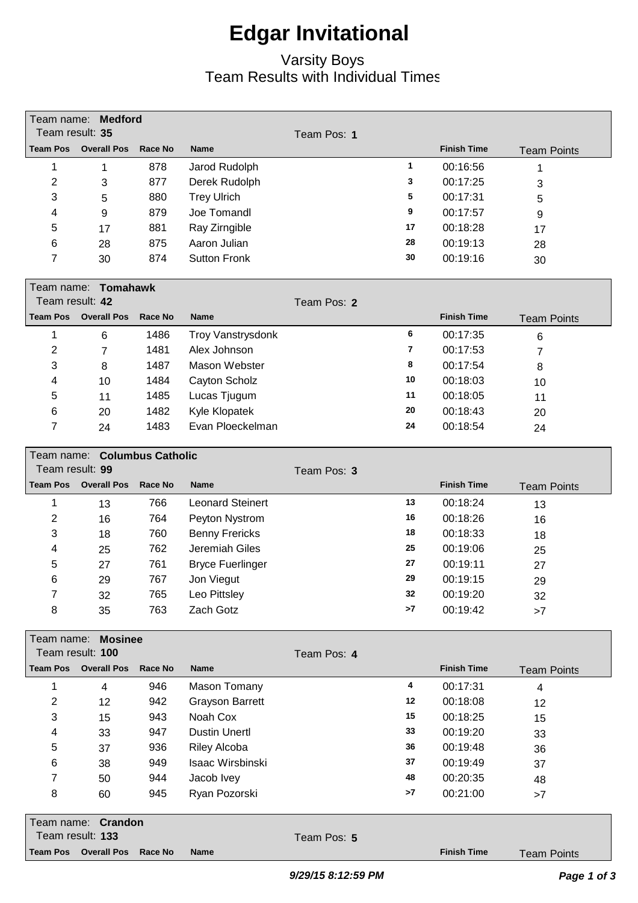# Edgar Invitational

## Varsity Boys
## Team Results with Individual Times

Team name: **Medford**
Team result: **35** — Team Pos: **1**

| Team Pos | Overall Pos | Race No | Name | | Finish Time | Team Points |
|---|---|---|---|---|---|---|
| 1 | 1 | 878 | Jarod Rudolph | 1 | 00:16:56 | 1 |
| 2 | 3 | 877 | Derek Rudolph | 3 | 00:17:25 | 3 |
| 3 | 5 | 880 | Trey Ulrich | 5 | 00:17:31 | 5 |
| 4 | 9 | 879 | Joe Tomandl | 9 | 00:17:57 | 9 |
| 5 | 17 | 881 | Ray Zirngible | 17 | 00:18:28 | 17 |
| 6 | 28 | 875 | Aaron Julian | 28 | 00:19:13 | 28 |
| 7 | 30 | 874 | Sutton Fronk | 30 | 00:19:16 | 30 |

Team name: **Tomahawk**
Team result: **42** — Team Pos: **2**

| Team Pos | Overall Pos | Race No | Name | | Finish Time | Team Points |
|---|---|---|---|---|---|---|
| 1 | 6 | 1486 | Troy Vanstrysdonk | 6 | 00:17:35 | 6 |
| 2 | 7 | 1481 | Alex Johnson | 7 | 00:17:53 | 7 |
| 3 | 8 | 1487 | Mason Webster | 8 | 00:17:54 | 8 |
| 4 | 10 | 1484 | Cayton Scholz | 10 | 00:18:03 | 10 |
| 5 | 11 | 1485 | Lucas Tjugum | 11 | 00:18:05 | 11 |
| 6 | 20 | 1482 | Kyle Klopatek | 20 | 00:18:43 | 20 |
| 7 | 24 | 1483 | Evan Ploeckelman | 24 | 00:18:54 | 24 |

Team name: **Columbus Catholic**
Team result: **99** — Team Pos: **3**

| Team Pos | Overall Pos | Race No | Name | | Finish Time | Team Points |
|---|---|---|---|---|---|---|
| 1 | 13 | 766 | Leonard Steinert | 13 | 00:18:24 | 13 |
| 2 | 16 | 764 | Peyton Nystrom | 16 | 00:18:26 | 16 |
| 3 | 18 | 760 | Benny Frericks | 18 | 00:18:33 | 18 |
| 4 | 25 | 762 | Jeremiah Giles | 25 | 00:19:06 | 25 |
| 5 | 27 | 761 | Bryce Fuerlinger | 27 | 00:19:11 | 27 |
| 6 | 29 | 767 | Jon Viegut | 29 | 00:19:15 | 29 |
| 7 | 32 | 765 | Leo Pittsley | 32 | 00:19:20 | 32 |
| 8 | 35 | 763 | Zach Gotz | >7 | 00:19:42 | >7 |

Team name: **Mosinee**
Team result: **100** — Team Pos: **4**

| Team Pos | Overall Pos | Race No | Name | | Finish Time | Team Points |
|---|---|---|---|---|---|---|
| 1 | 4 | 946 | Mason Tomany | 4 | 00:17:31 | 4 |
| 2 | 12 | 942 | Grayson Barrett | 12 | 00:18:08 | 12 |
| 3 | 15 | 943 | Noah Cox | 15 | 00:18:25 | 15 |
| 4 | 33 | 947 | Dustin Unertl | 33 | 00:19:20 | 33 |
| 5 | 37 | 936 | Riley Alcoba | 36 | 00:19:48 | 36 |
| 6 | 38 | 949 | Isaac Wirsbinski | 37 | 00:19:49 | 37 |
| 7 | 50 | 944 | Jacob Ivey | 48 | 00:20:35 | 48 |
| 8 | 60 | 945 | Ryan Pozorski | >7 | 00:21:00 | >7 |

Team name: **Crandon**
Team result: **133** — Team Pos: **5**

| Team Pos | Overall Pos | Race No | Name | | Finish Time | Team Points |
|---|---|---|---|---|---|---|

*9/29/15 8:12:59 PM*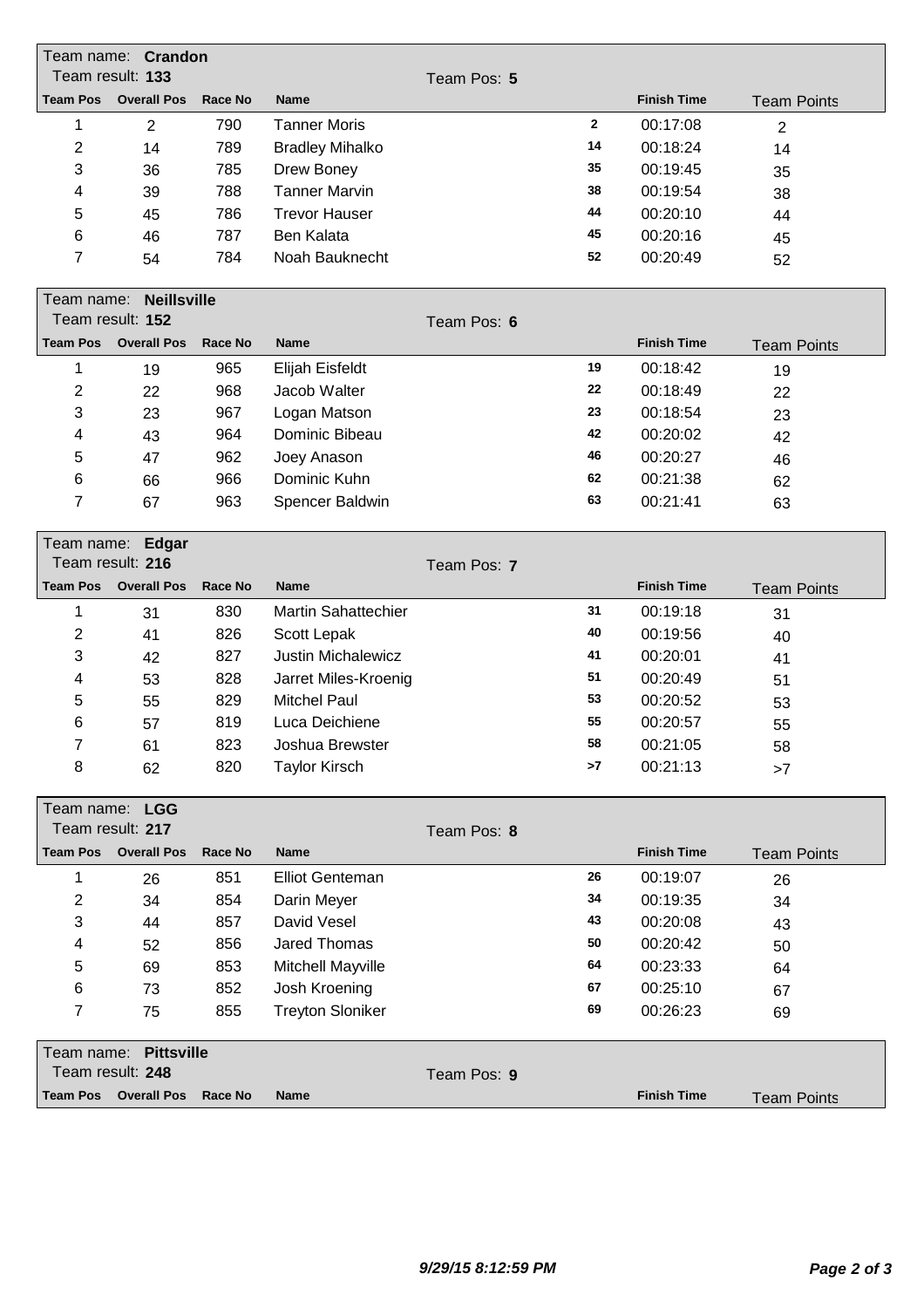Team name: **Crandon**
Team result: **133** Team Pos: **5**

| Team Pos | Overall Pos | Race No | Name | | Finish Time | Team Points |
|---|---|---|---|---|---|---|
| 1 | 2 | 790 | Tanner Moris | 2 | 00:17:08 | 2 |
| 2 | 14 | 789 | Bradley Mihalko | 14 | 00:18:24 | 14 |
| 3 | 36 | 785 | Drew Boney | 35 | 00:19:45 | 35 |
| 4 | 39 | 788 | Tanner Marvin | 38 | 00:19:54 | 38 |
| 5 | 45 | 786 | Trevor Hauser | 44 | 00:20:10 | 44 |
| 6 | 46 | 787 | Ben Kalata | 45 | 00:20:16 | 45 |
| 7 | 54 | 784 | Noah Bauknecht | 52 | 00:20:49 | 52 |

Team name: **Neillsville**
Team result: **152** Team Pos: **6**

| Team Pos | Overall Pos | Race No | Name | | Finish Time | Team Points |
|---|---|---|---|---|---|---|
| 1 | 19 | 965 | Elijah Eisfeldt | 19 | 00:18:42 | 19 |
| 2 | 22 | 968 | Jacob Walter | 22 | 00:18:49 | 22 |
| 3 | 23 | 967 | Logan Matson | 23 | 00:18:54 | 23 |
| 4 | 43 | 964 | Dominic Bibeau | 42 | 00:20:02 | 42 |
| 5 | 47 | 962 | Joey Anason | 46 | 00:20:27 | 46 |
| 6 | 66 | 966 | Dominic Kuhn | 62 | 00:21:38 | 62 |
| 7 | 67 | 963 | Spencer Baldwin | 63 | 00:21:41 | 63 |

Team name: **Edgar**
Team result: **216** Team Pos: **7**

| Team Pos | Overall Pos | Race No | Name | | Finish Time | Team Points |
|---|---|---|---|---|---|---|
| 1 | 31 | 830 | Martin Sahattechier | 31 | 00:19:18 | 31 |
| 2 | 41 | 826 | Scott Lepak | 40 | 00:19:56 | 40 |
| 3 | 42 | 827 | Justin Michalewicz | 41 | 00:20:01 | 41 |
| 4 | 53 | 828 | Jarret Miles-Kroenig | 51 | 00:20:49 | 51 |
| 5 | 55 | 829 | Mitchel Paul | 53 | 00:20:52 | 53 |
| 6 | 57 | 819 | Luca Deichiene | 55 | 00:20:57 | 55 |
| 7 | 61 | 823 | Joshua Brewster | 58 | 00:21:05 | 58 |
| 8 | 62 | 820 | Taylor Kirsch | >7 | 00:21:13 | >7 |

Team name: **LGG**
Team result: **217** Team Pos: **8**

| Team Pos | Overall Pos | Race No | Name | | Finish Time | Team Points |
|---|---|---|---|---|---|---|
| 1 | 26 | 851 | Elliot Genteman | 26 | 00:19:07 | 26 |
| 2 | 34 | 854 | Darin Meyer | 34 | 00:19:35 | 34 |
| 3 | 44 | 857 | David Vesel | 43 | 00:20:08 | 43 |
| 4 | 52 | 856 | Jared Thomas | 50 | 00:20:42 | 50 |
| 5 | 69 | 853 | Mitchell Mayville | 64 | 00:23:33 | 64 |
| 6 | 73 | 852 | Josh Kroening | 67 | 00:25:10 | 67 |
| 7 | 75 | 855 | Treyton Sloniker | 69 | 00:26:23 | 69 |

Team name: **Pittsville**
Team result: **248** Team Pos: **9**

| Team Pos | Overall Pos | Race No | Name | | Finish Time | Team Points |
|---|---|---|---|---|---|---|

*9/29/15 8:12:59 PM*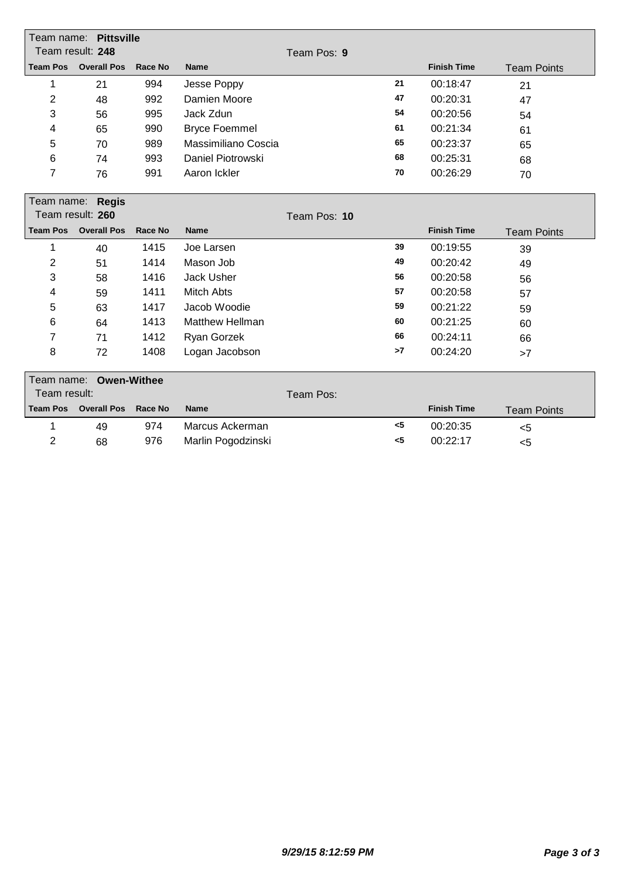Team name: **Pittsville**
Team result: **248**
Team Pos: **9**

| Team Pos | Overall Pos | Race No | Name | | Finish Time | Team Points |
|---|---|---|---|---|---|---|
| 1 | 21 | 994 | Jesse Poppy | 21 | 00:18:47 | 21 |
| 2 | 48 | 992 | Damien Moore | 47 | 00:20:31 | 47 |
| 3 | 56 | 995 | Jack Zdun | 54 | 00:20:56 | 54 |
| 4 | 65 | 990 | Bryce Foemmel | 61 | 00:21:34 | 61 |
| 5 | 70 | 989 | Massimiliano Coscia | 65 | 00:23:37 | 65 |
| 6 | 74 | 993 | Daniel Piotrowski | 68 | 00:25:31 | 68 |
| 7 | 76 | 991 | Aaron Ickler | 70 | 00:26:29 | 70 |

Team name: **Regis**
Team result: **260**
Team Pos: **10**

| Team Pos | Overall Pos | Race No | Name | | Finish Time | Team Points |
|---|---|---|---|---|---|---|
| 1 | 40 | 1415 | Joe Larsen | 39 | 00:19:55 | 39 |
| 2 | 51 | 1414 | Mason Job | 49 | 00:20:42 | 49 |
| 3 | 58 | 1416 | Jack Usher | 56 | 00:20:58 | 56 |
| 4 | 59 | 1411 | Mitch Abts | 57 | 00:20:58 | 57 |
| 5 | 63 | 1417 | Jacob Woodie | 59 | 00:21:22 | 59 |
| 6 | 64 | 1413 | Matthew Hellman | 60 | 00:21:25 | 60 |
| 7 | 71 | 1412 | Ryan Gorzek | 66 | 00:24:11 | 66 |
| 8 | 72 | 1408 | Logan Jacobson | >7 | 00:24:20 | >7 |

Team name: **Owen-Withee**
Team result:
Team Pos:

| Team Pos | Overall Pos | Race No | Name | | Finish Time | Team Points |
|---|---|---|---|---|---|---|
| 1 | 49 | 974 | Marcus Ackerman | <5 | 00:20:35 | <5 |
| 2 | 68 | 976 | Marlin Pogodzinski | <5 | 00:22:17 | <5 |

*9/29/15 8:12:59 PM*